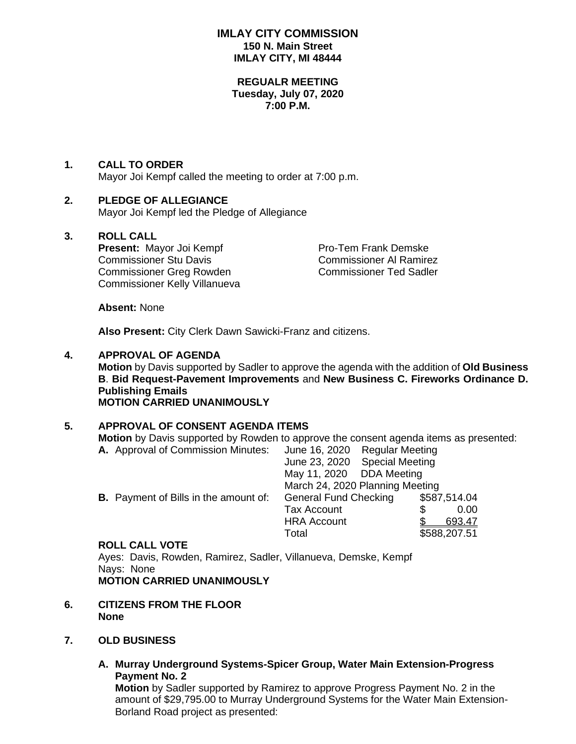# IMLAY CITY COMMISSION
**150 N. Main Street**
**IMLAY CITY, MI 48444**

**REGUALR MEETING**
**Tuesday, July 07, 2020**
**7:00 P.M.**

## 1. CALL TO ORDER
Mayor Joi Kempf called the meeting to order at 7:00 p.m.

## 2. PLEDGE OF ALLEGIANCE
Mayor Joi Kempf led the Pledge of Allegiance

## 3. ROLL CALL
**Present:** Mayor Joi Kempf
Pro-Tem Frank Demske
Commissioner Stu Davis
Commissioner Al Ramirez
Commissioner Greg Rowden
Commissioner Ted Sadler
Commissioner Kelly Villanueva

**Absent:** None

**Also Present:** City Clerk Dawn Sawicki-Franz and citizens.

## 4. APPROVAL OF AGENDA
**Motion** by Davis supported by Sadler to approve the agenda with the addition of **Old Business B**. **Bid Request-Pavement Improvements** and **New Business C. Fireworks Ordinance D. Publishing Emails**
**MOTION CARRIED UNANIMOUSLY**

## 5. APPROVAL OF CONSENT AGENDA ITEMS
**Motion** by Davis supported by Rowden to approve the consent agenda items as presented:

| | | |
|---|---|---|
| **A.** Approval of Commission Minutes: | June 16, 2020 Regular Meeting | |
| | June 23, 2020 Special Meeting | |
| | May 11, 2020 DDA Meeting | |
| | March 24, 2020 Planning Meeting | |
| **B.** Payment of Bills in the amount of: | General Fund Checking | $587,514.04 |
| | Tax Account | $ 0.00 |
| | HRA Account | $ 693.47 |
| | Total | $588,207.51 |

**ROLL CALL VOTE**
Ayes: Davis, Rowden, Ramirez, Sadler, Villanueva, Demske, Kempf
Nays: None
**MOTION CARRIED UNANIMOUSLY**

## 6. CITIZENS FROM THE FLOOR
**None**

## 7. OLD BUSINESS

**A. Murray Underground Systems-Spicer Group, Water Main Extension-Progress Payment No. 2**
**Motion** by Sadler supported by Ramirez to approve Progress Payment No. 2 in the amount of $29,795.00 to Murray Underground Systems for the Water Main Extension-Borland Road project as presented: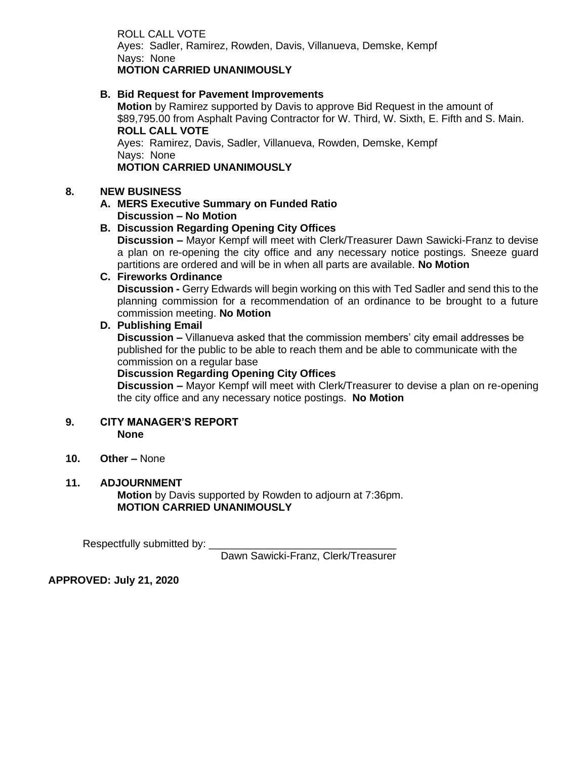ROLL CALL VOTE
Ayes: Sadler, Ramirez, Rowden, Davis, Villanueva, Demske, Kempf
Nays: None
**MOTION CARRIED UNANIMOUSLY**

**B. Bid Request for Pavement Improvements**
**Motion** by Ramirez supported by Davis to approve Bid Request in the amount of $89,795.00 from Asphalt Paving Contractor for W. Third, W. Sixth, E. Fifth and S. Main.
**ROLL CALL VOTE**
Ayes: Ramirez, Davis, Sadler, Villanueva, Rowden, Demske, Kempf
Nays: None
**MOTION CARRIED UNANIMOUSLY**

**8. NEW BUSINESS**

**A. MERS Executive Summary on Funded Ratio**
**Discussion – No Motion**

**B. Discussion Regarding Opening City Offices**
**Discussion –** Mayor Kempf will meet with Clerk/Treasurer Dawn Sawicki-Franz to devise a plan on re-opening the city office and any necessary notice postings. Sneeze guard partitions are ordered and will be in when all parts are available. **No Motion**

**C. Fireworks Ordinance**
**Discussion -** Gerry Edwards will begin working on this with Ted Sadler and send this to the planning commission for a recommendation of an ordinance to be brought to a future commission meeting. **No Motion**

**D. Publishing Email**
**Discussion –** Villanueva asked that the commission members' city email addresses be published for the public to be able to reach them and be able to communicate with the commission on a regular base
**Discussion Regarding Opening City Offices**
**Discussion –** Mayor Kempf will meet with Clerk/Treasurer to devise a plan on re-opening the city office and any necessary notice postings. **No Motion**

**9. CITY MANAGER'S REPORT**
**None**

**10. Other –** None

**11. ADJOURNMENT**
**Motion** by Davis supported by Rowden to adjourn at 7:36pm.
**MOTION CARRIED UNANIMOUSLY**

Respectfully submitted by: ________________________________
Dawn Sawicki-Franz, Clerk/Treasurer

**APPROVED: July 21, 2020**